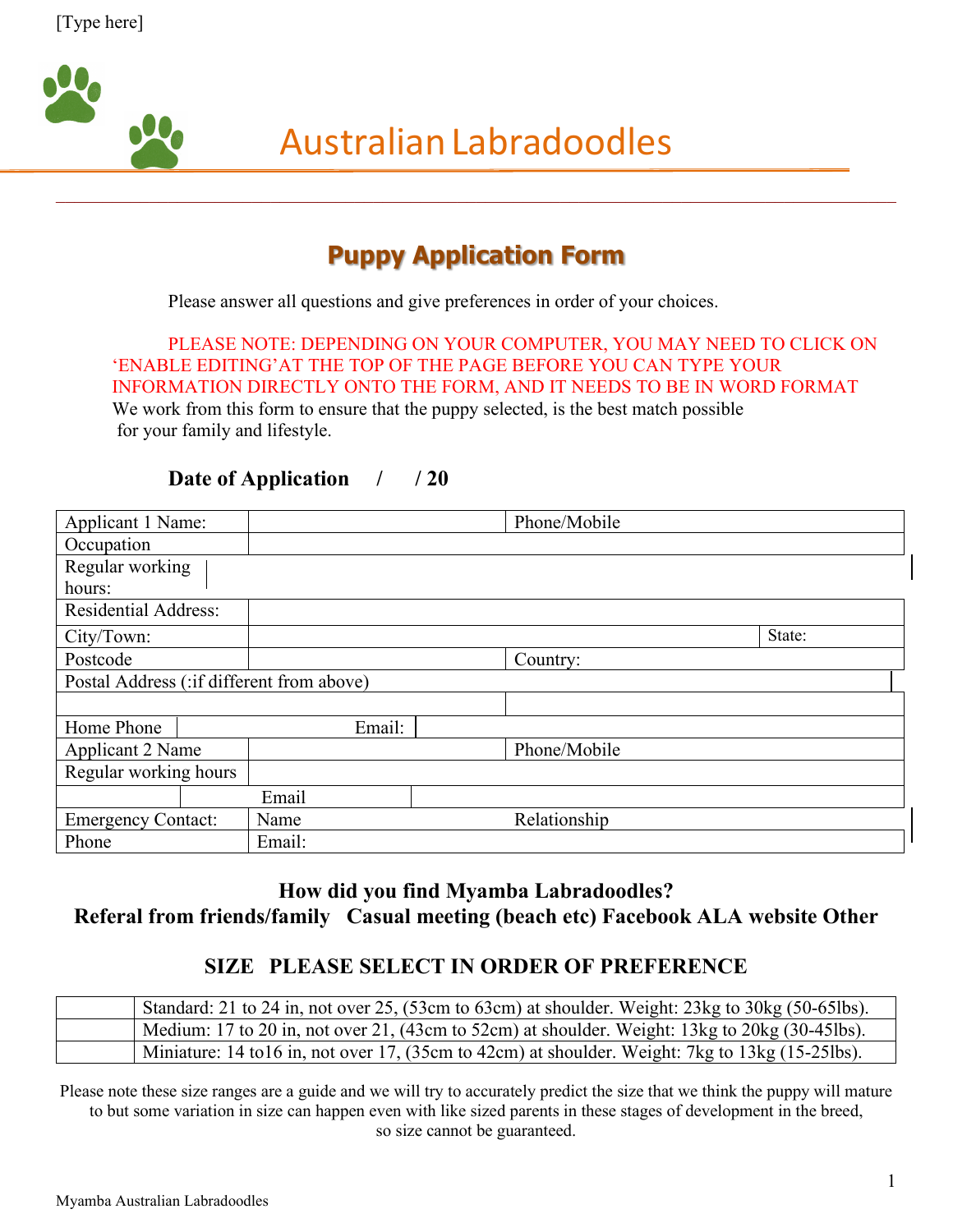[Type here]

# Australian Labradoodles

## Puppy Application Form

Please answer all questions and give preferences in order of your choices.

PLEASE NOTE: DEPENDING ON YOUR COMPUTER, YOU MAY NEED TO CLICK ON 'ENABLE EDITING'AT THE TOP OF THE PAGE BEFORE YOU CAN TYPE YOUR INFORMATION DIRECTLY ONTO THE FORM, AND IT NEEDS TO BE IN WORD FORMAT

We work from this form to ensure that the puppy selected, is the best match possible for your family and lifestyle.

**Date of Application / / 20**

| | | | |
|---|---|---|---|
| Applicant 1 Name: | | Phone/Mobile | |
| Occupation | | | |
| Regular working hours: | | | |
| Residential Address: | | | |
| City/Town: | | State: | |
| Postcode | | Country: | |
| Postal Address (:if different from above) | | | |
| | | | |
| Home Phone | Email: | | |
| Applicant 2 Name | | Phone/Mobile | |
| Regular working hours | | | |
| | Email | | |
| Emergency Contact: | Name | Relationship | |
| Phone | Email: | | |

**How did you find Myamba Labradoodles?**
**Referal from friends/family Casual meeting (beach etc) Facebook ALA website Other**

### SIZE PLEASE SELECT IN ORDER OF PREFERENCE

| | |
|---|---|
| | Standard: 21 to 24 in, not over 25, (53cm to 63cm) at shoulder. Weight: 23kg to 30kg (50-65lbs). |
| | Medium: 17 to 20 in, not over 21, (43cm to 52cm) at shoulder. Weight: 13kg to 20kg (30-45lbs). |
| | Miniature: 14 to16 in, not over 17, (35cm to 42cm) at shoulder. Weight: 7kg to 13kg (15-25lbs). |

Please note these size ranges are a guide and we will try to accurately predict the size that we think the puppy will mature to but some variation in size can happen even with like sized parents in these stages of development in the breed, so size cannot be guaranteed.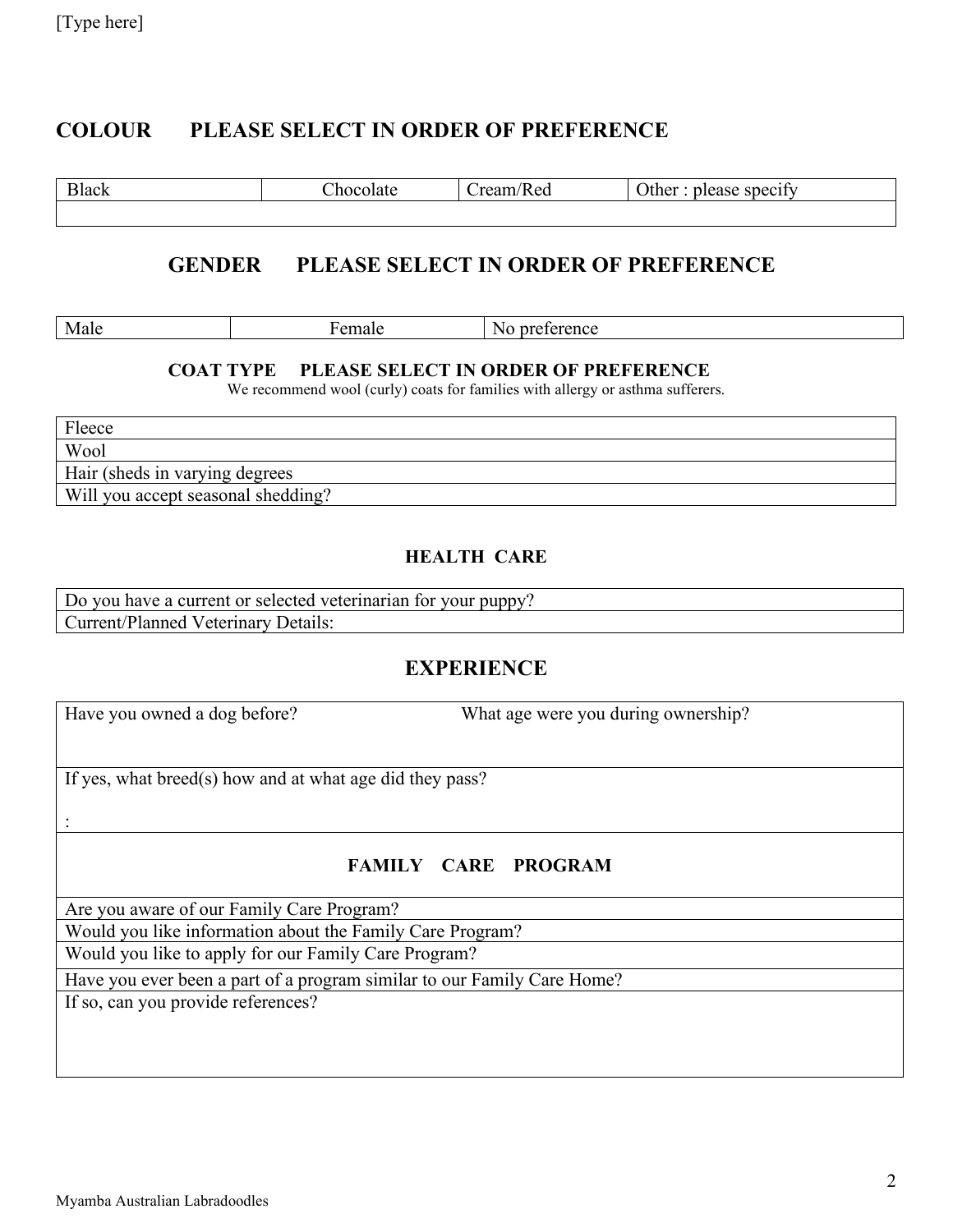## COLOUR PLEASE SELECT IN ORDER OF PREFERENCE

| Black | Chocolate | Cream/Red | Other : please specify |
|---|---|---|---|
| | | | |

## GENDER PLEASE SELECT IN ORDER OF PREFERENCE

| Male | Female | No preference |
|---|---|---|

### COAT TYPE PLEASE SELECT IN ORDER OF PREFERENCE

We recommend wool (curly) coats for families with allergy or asthma sufferers.

| Fleece |
|---|
| Wool |
| Hair (sheds in varying degrees |
| Will you accept seasonal shedding? |

### HEALTH CARE

| Do you have a current or selected veterinarian for your puppy? |
|---|
| Current/Planned Veterinary Details: |

## EXPERIENCE

| Have you owned a dog before? | What age were you during ownership? |
|---|---|
| If yes, what breed(s) how and at what age did they pass?<br>: | |

### FAMILY CARE PROGRAM

| Are you aware of our Family Care Program? |
|---|
| Would you like information about the Family Care Program? |
| Would you like to apply for our Family Care Program? |
| Have you ever been a part of a program similar to our Family Care Home? |
| If so, can you provide references? |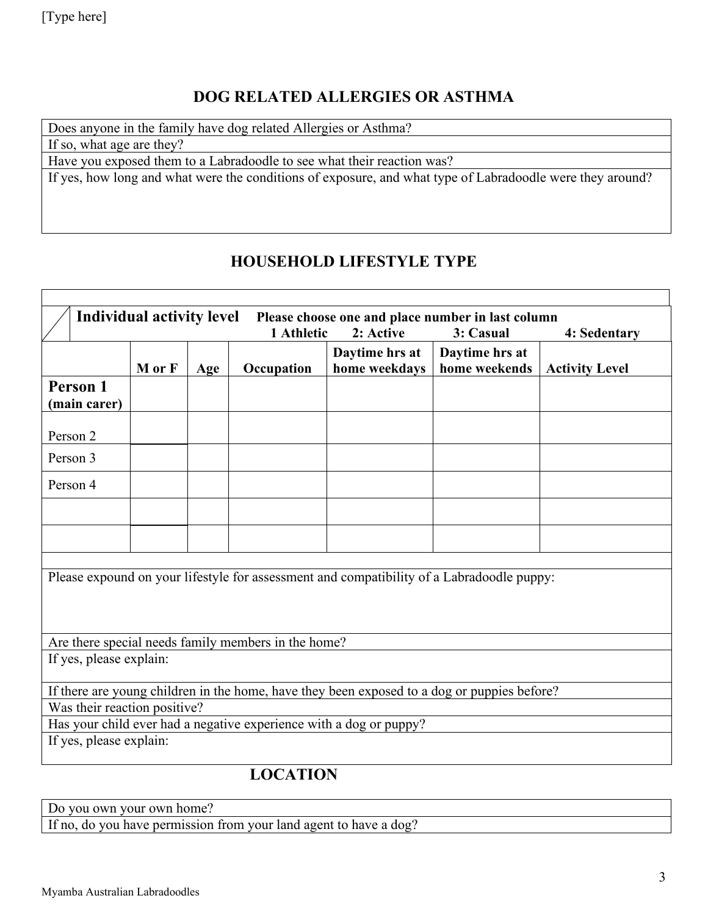## DOG RELATED ALLERGIES OR ASTHMA

| Does anyone in the family have dog related Allergies or Asthma? |
|---|
| If so, what age are they? |
| Have you exposed them to a Labradoodle to see what their reaction was? |
| If yes, how long and what were the conditions of exposure, and what type of Labradoodle were they around? |

## HOUSEHOLD LIFESTYLE TYPE

**Individual activity level** **Please choose one and place number in last column**
**1 Athletic 2: Active 3: Casual 4: Sedentary**

| | M or F | Age | Occupation | Daytime hrs at home weekdays | Daytime hrs at home weekends | Activity Level |
|---|---|---|---|---|---|---|
| **Person 1 (main carer)** | | | | | | |
| Person 2 | | | | | | |
| Person 3 | | | | | | |
| Person 4 | | | | | | |
| | | | | | | |
| | | | | | | |

| Please expound on your lifestyle for assessment and compatibility of a Labradoodle puppy: |
|---|
| Are there special needs family members in the home? |
| If yes, please explain: |
| If there are young children in the home, have they been exposed to a dog or puppies before? |
| Was their reaction positive? |
| Has your child ever had a negative experience with a dog or puppy? |
| If yes, please explain: |

## LOCATION

| Do you own your own home? |
|---|
| If no, do you have permission from your land agent to have a dog? |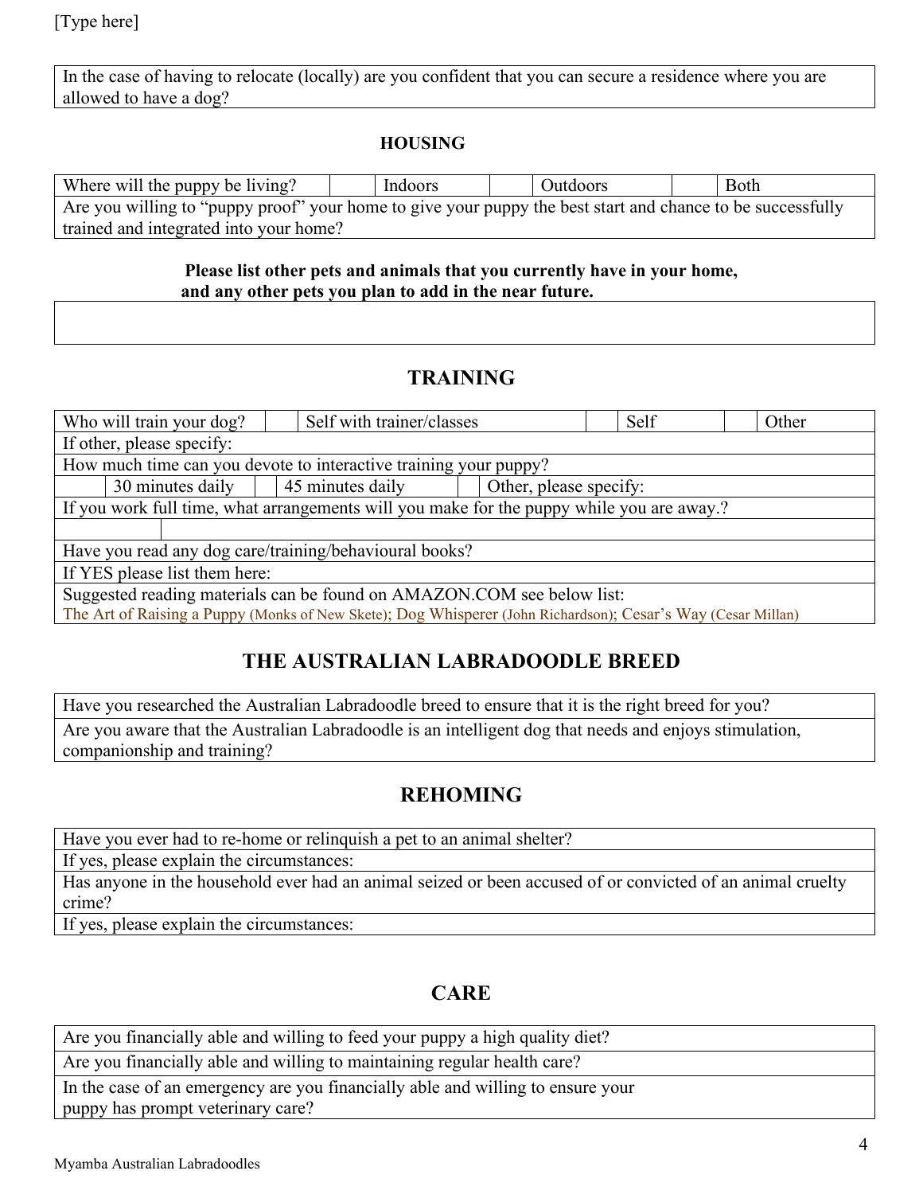| In the case of having to relocate (locally) are you confident that you can secure a residence where you are allowed to have a dog? |
|---|

## HOUSING

| Where will the puppy be living? | | Indoors | | Outdoors | | Both |
|---|---|---|---|---|---|---|
| Are you willing to "puppy proof" your home to give your puppy the best start and chance to be successfully trained and integrated into your home? | | | | | | |

**Please list other pets and animals that you currently have in your home, and any other pets you plan to add in the near future.**

| |
|---|
| |

## TRAINING

| Who will train your dog? | | Self with trainer/classes | | Self | | Other |
|---|---|---|---|---|---|---|
| If other, please specify: | | | | | | |
| How much time can you devote to interactive training your puppy? | | | | | | |
| | 30 minutes daily | | 45 minutes daily | | Other, please specify: | |
| If you work full time, what arrangements will you make for the puppy while you are away.? | | | | | | |
| | | | | | | |
| Have you read any dog care/training/behavioural books? | | | | | | |
| If YES please list them here: | | | | | | |
| Suggested reading materials can be found on AMAZON.COM see below list: The Art of Raising a Puppy (Monks of New Skete); Dog Whisperer (John Richardson); Cesar's Way (Cesar Millan) | | | | | | |

## THE AUSTRALIAN LABRADOODLE BREED

| Have you researched the Australian Labradoodle breed to ensure that it is the right breed for you? |
|---|
| Are you aware that the Australian Labradoodle is an intelligent dog that needs and enjoys stimulation, companionship and training? |

## REHOMING

| Have you ever had to re-home or relinquish a pet to an animal shelter? |
|---|
| If yes, please explain the circumstances: |
| Has anyone in the household ever had an animal seized or been accused of or convicted of an animal cruelty crime? |
| If yes, please explain the circumstances: |

## CARE

| Are you financially able and willing to feed your puppy a high quality diet? |
|---|
| Are you financially able and willing to maintaining regular health care? |
| In the case of an emergency are you financially able and willing to ensure your puppy has prompt veterinary care? |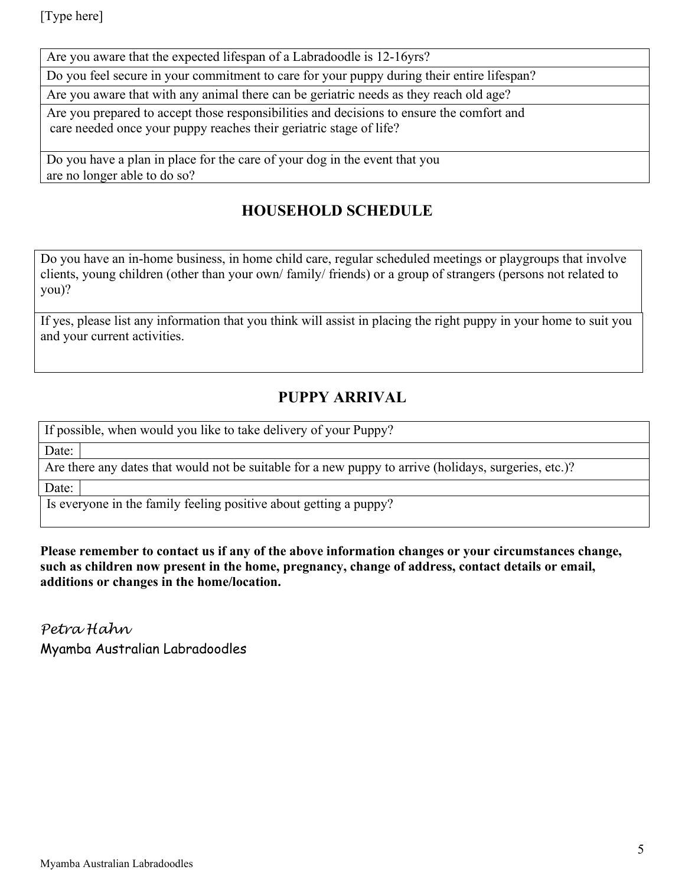| |
|---|
| Are you aware that the expected lifespan of a Labradoodle is 12-16yrs? |
| Do you feel secure in your commitment to care for your puppy during their entire lifespan? |
| Are you aware that with any animal there can be geriatric needs as they reach old age? |
| Are you prepared to accept those responsibilities and decisions to ensure the comfort and care needed once your puppy reaches their geriatric stage of life? |
| Do you have a plan in place for the care of your dog in the event that you are no longer able to do so? |

## HOUSEHOLD SCHEDULE

| |
|---|
| Do you have an in-home business, in home child care, regular scheduled meetings or playgroups that involve clients, young children (other than your own/ family/ friends) or a group of strangers (persons not related to you)? |
| If yes, please list any information that you think will assist in placing the right puppy in your home to suit you and your current activities. |

## PUPPY ARRIVAL

| | |
|---|---|
| If possible, when would you like to take delivery of your Puppy? | |
| Date: | |
| Are there any dates that would not be suitable for a new puppy to arrive (holidays, surgeries, etc.)? | |
| Date: | |
| Is everyone in the family feeling positive about getting a puppy? | |

**Please remember to contact us if any of the above information changes or your circumstances change, such as children now present in the home, pregnancy, change of address, contact details or email, additions or changes in the home/location.**

*Petra Hahn*

Myamba Australian Labradoodles